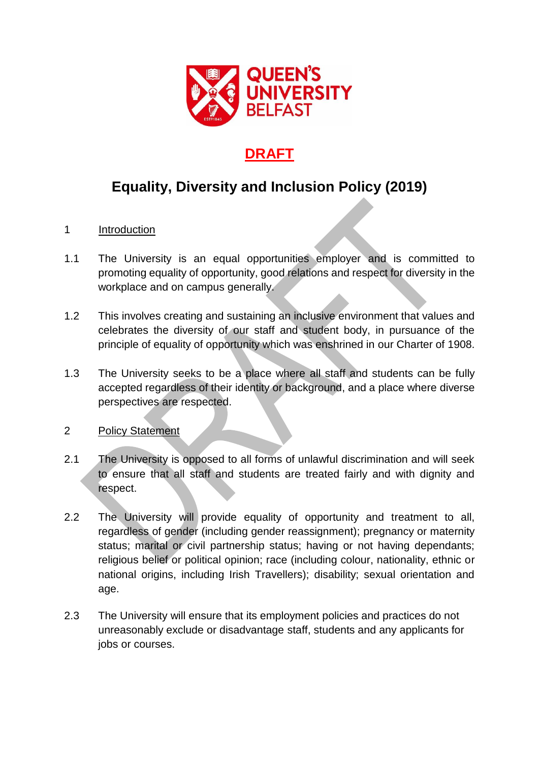# DRAFT

# Equality, Diversity and Inclusion Policy (2019)

## 1 Introduction

1.1 The University is an equal opportunities employer and is committed to promoting equality of opportunity, good relations and respect for diversity in the workplace and on campus generally.

1.2 This involves creating and sustaining an inclusive environment that values and celebrates the diversity of our staff and student body, in pursuance of the principle of equality of opportunity which was enshrined in our Charter of 1908.

1.3 The University seeks to be a place where all staff and students can be fully accepted regardless of their identity or background, and a place where diverse perspectives are respected.

## 2 Policy Statement

2.1 The University is opposed to all forms of unlawful discrimination and will seek to ensure that all staff and students are treated fairly and with dignity and respect.

2.2 The University will provide equality of opportunity and treatment to all, regardless of gender (including gender reassignment); pregnancy or maternity status; marital or civil partnership status; having or not having dependants; religious belief or political opinion; race (including colour, nationality, ethnic or national origins, including Irish Travellers); disability; sexual orientation and age.

2.3 The University will ensure that its employment policies and practices do not unreasonably exclude or disadvantage staff, students and any applicants for jobs or courses.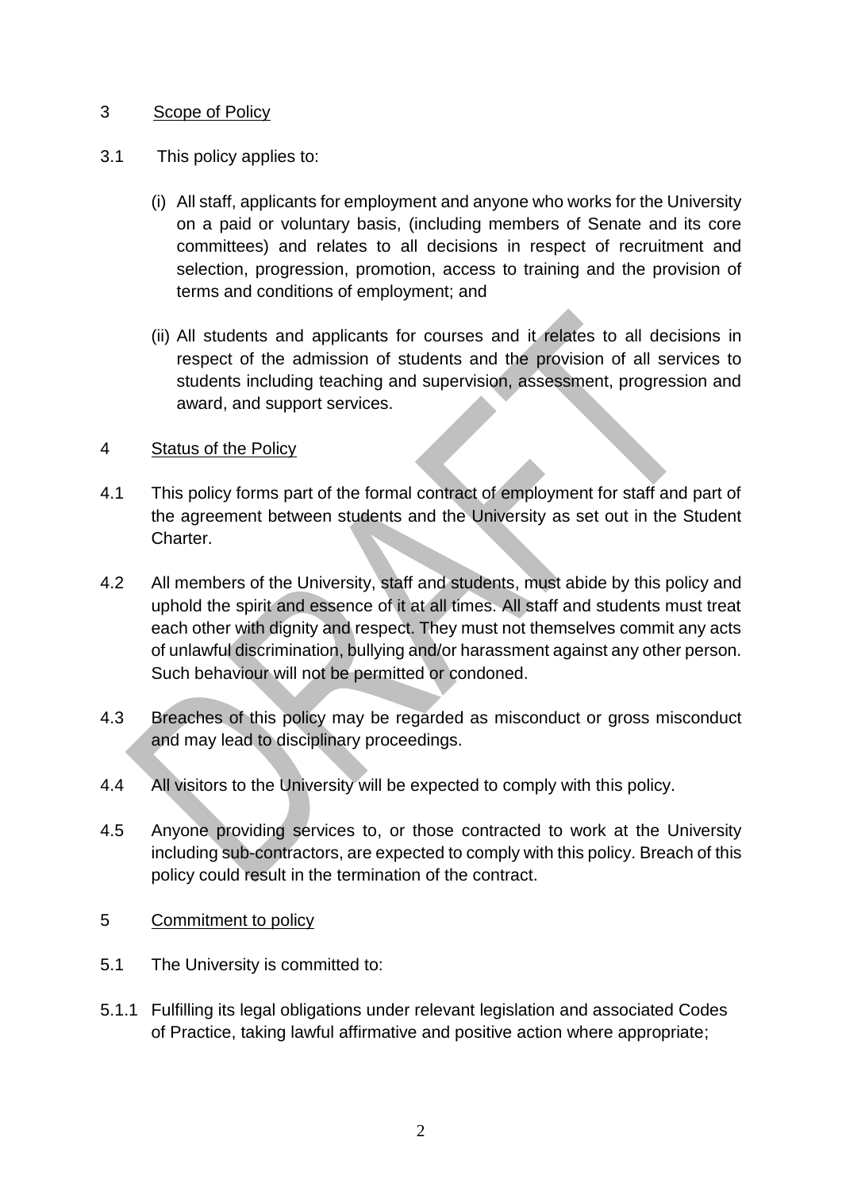## 3 Scope of Policy

3.1 This policy applies to:

(i) All staff, applicants for employment and anyone who works for the University on a paid or voluntary basis, (including members of Senate and its core committees) and relates to all decisions in respect of recruitment and selection, progression, promotion, access to training and the provision of terms and conditions of employment; and

(ii) All students and applicants for courses and it relates to all decisions in respect of the admission of students and the provision of all services to students including teaching and supervision, assessment, progression and award, and support services.

## 4 Status of the Policy

4.1 This policy forms part of the formal contract of employment for staff and part of the agreement between students and the University as set out in the Student Charter.

4.2 All members of the University, staff and students, must abide by this policy and uphold the spirit and essence of it at all times. All staff and students must treat each other with dignity and respect. They must not themselves commit any acts of unlawful discrimination, bullying and/or harassment against any other person. Such behaviour will not be permitted or condoned.

4.3 Breaches of this policy may be regarded as misconduct or gross misconduct and may lead to disciplinary proceedings.

4.4 All visitors to the University will be expected to comply with this policy.

4.5 Anyone providing services to, or those contracted to work at the University including sub-contractors, are expected to comply with this policy. Breach of this policy could result in the termination of the contract.

## 5 Commitment to policy

5.1 The University is committed to:

5.1.1 Fulfilling its legal obligations under relevant legislation and associated Codes of Practice, taking lawful affirmative and positive action where appropriate;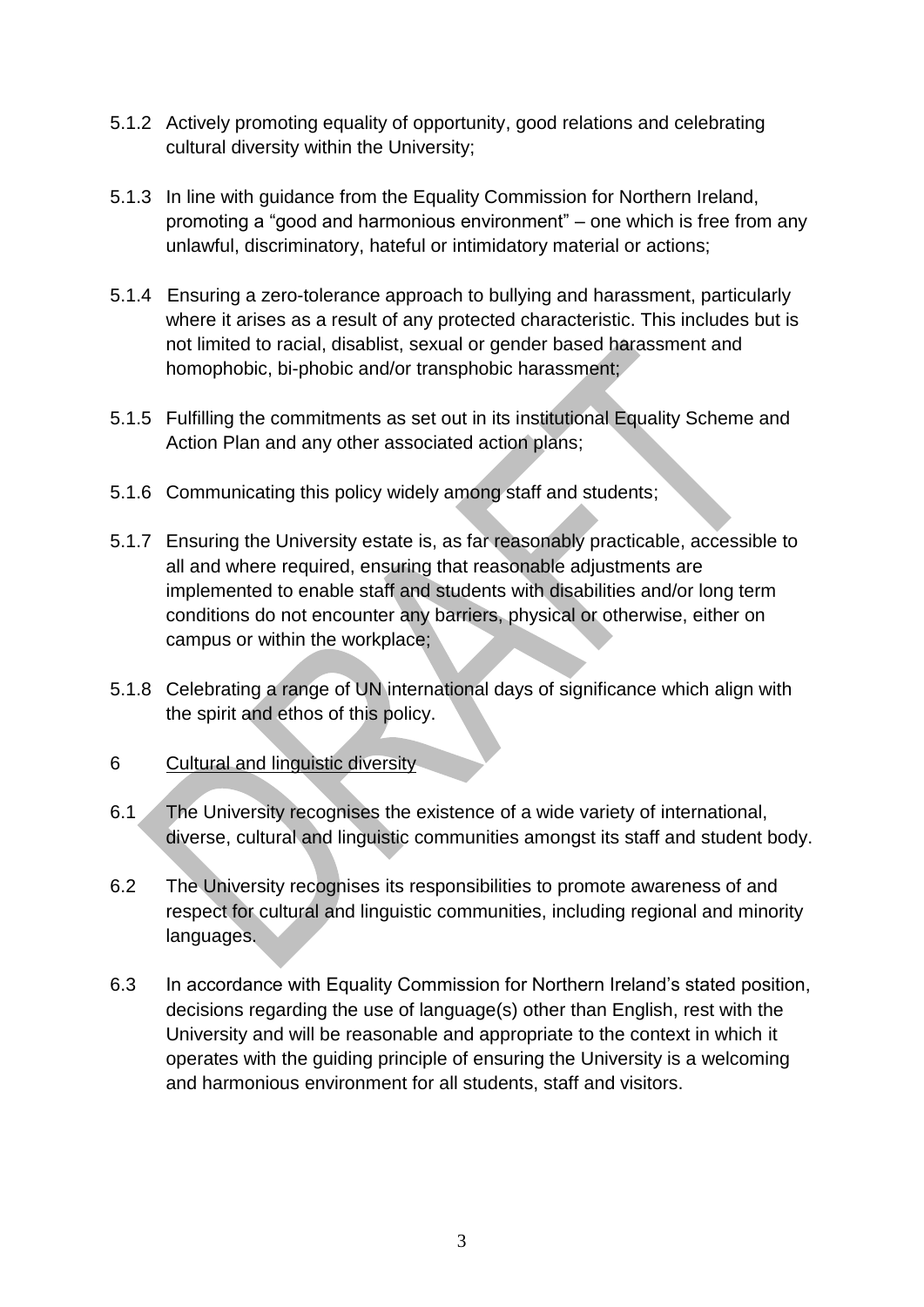5.1.2 Actively promoting equality of opportunity, good relations and celebrating cultural diversity within the University;

5.1.3 In line with guidance from the Equality Commission for Northern Ireland, promoting a "good and harmonious environment" – one which is free from any unlawful, discriminatory, hateful or intimidatory material or actions;

5.1.4 Ensuring a zero-tolerance approach to bullying and harassment, particularly where it arises as a result of any protected characteristic. This includes but is not limited to racial, disablist, sexual or gender based harassment and homophobic, bi-phobic and/or transphobic harassment;

5.1.5 Fulfilling the commitments as set out in its institutional Equality Scheme and Action Plan and any other associated action plans;

5.1.6 Communicating this policy widely among staff and students;

5.1.7 Ensuring the University estate is, as far reasonably practicable, accessible to all and where required, ensuring that reasonable adjustments are implemented to enable staff and students with disabilities and/or long term conditions do not encounter any barriers, physical or otherwise, either on campus or within the workplace;

5.1.8 Celebrating a range of UN international days of significance which align with the spirit and ethos of this policy.

6 <u>Cultural and linguistic diversity</u>

6.1 The University recognises the existence of a wide variety of international, diverse, cultural and linguistic communities amongst its staff and student body.

6.2 The University recognises its responsibilities to promote awareness of and respect for cultural and linguistic communities, including regional and minority languages.

6.3 In accordance with Equality Commission for Northern Ireland's stated position, decisions regarding the use of language(s) other than English, rest with the University and will be reasonable and appropriate to the context in which it operates with the guiding principle of ensuring the University is a welcoming and harmonious environment for all students, staff and visitors.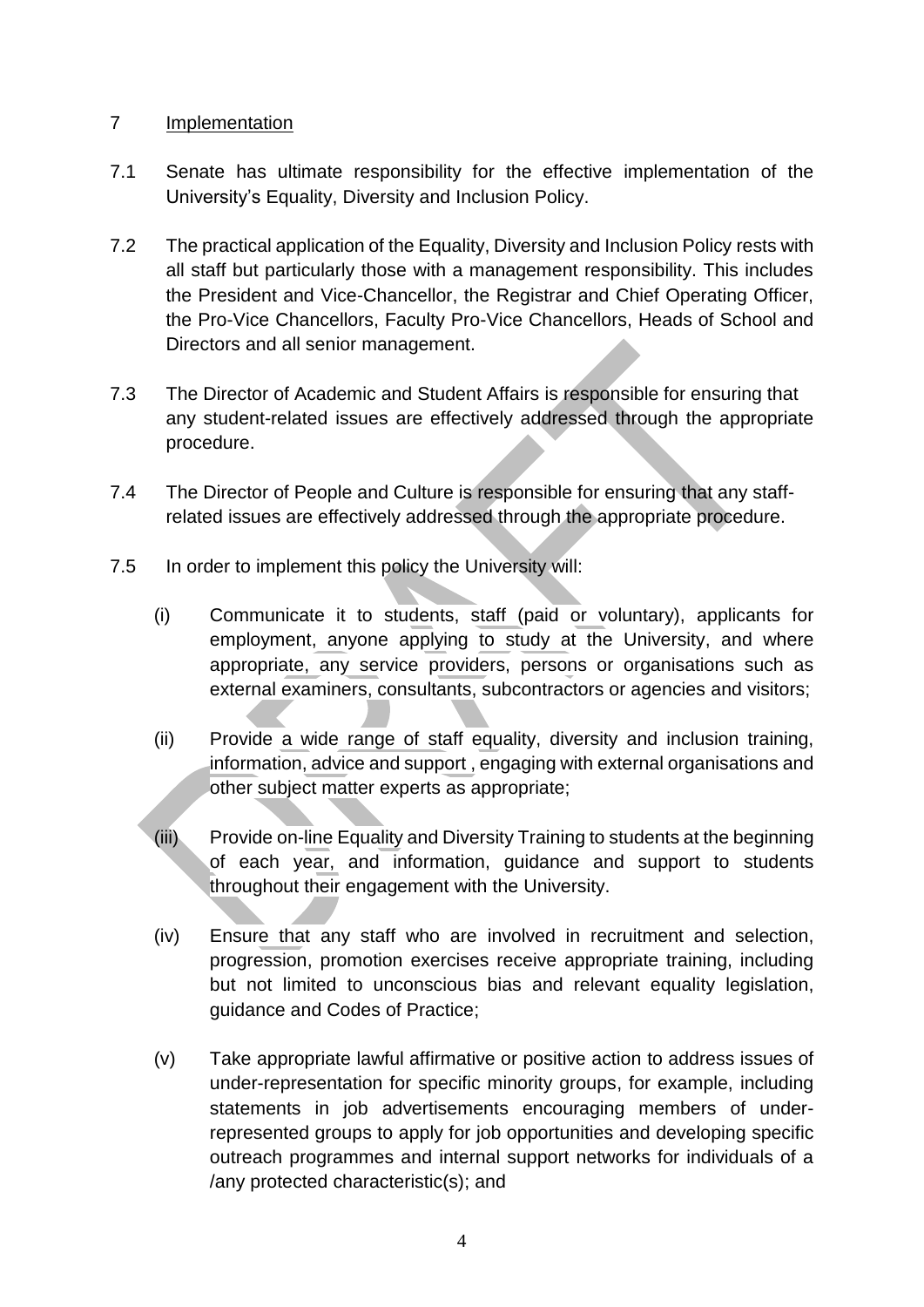## 7 Implementation

7.1 Senate has ultimate responsibility for the effective implementation of the University's Equality, Diversity and Inclusion Policy.

7.2 The practical application of the Equality, Diversity and Inclusion Policy rests with all staff but particularly those with a management responsibility. This includes the President and Vice-Chancellor, the Registrar and Chief Operating Officer, the Pro-Vice Chancellors, Faculty Pro-Vice Chancellors, Heads of School and Directors and all senior management.

7.3 The Director of Academic and Student Affairs is responsible for ensuring that any student-related issues are effectively addressed through the appropriate procedure.

7.4 The Director of People and Culture is responsible for ensuring that any staff-related issues are effectively addressed through the appropriate procedure.

7.5 In order to implement this policy the University will:

(i) Communicate it to students, staff (paid or voluntary), applicants for employment, anyone applying to study at the University, and where appropriate, any service providers, persons or organisations such as external examiners, consultants, subcontractors or agencies and visitors;

(ii) Provide a wide range of staff equality, diversity and inclusion training, information, advice and support , engaging with external organisations and other subject matter experts as appropriate;

(iii) Provide on-line Equality and Diversity Training to students at the beginning of each year, and information, guidance and support to students throughout their engagement with the University.

(iv) Ensure that any staff who are involved in recruitment and selection, progression, promotion exercises receive appropriate training, including but not limited to unconscious bias and relevant equality legislation, guidance and Codes of Practice;

(v) Take appropriate lawful affirmative or positive action to address issues of under-representation for specific minority groups, for example, including statements in job advertisements encouraging members of under-represented groups to apply for job opportunities and developing specific outreach programmes and internal support networks for individuals of a /any protected characteristic(s); and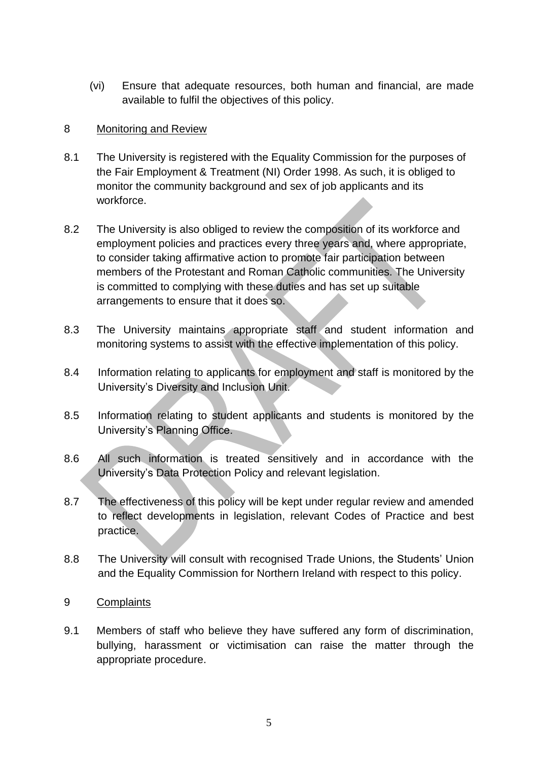(vi) Ensure that adequate resources, both human and financial, are made available to fulfil the objectives of this policy.

## 8 Monitoring and Review

8.1 The University is registered with the Equality Commission for the purposes of the Fair Employment & Treatment (NI) Order 1998. As such, it is obliged to monitor the community background and sex of job applicants and its workforce.

8.2 The University is also obliged to review the composition of its workforce and employment policies and practices every three years and, where appropriate, to consider taking affirmative action to promote fair participation between members of the Protestant and Roman Catholic communities. The University is committed to complying with these duties and has set up suitable arrangements to ensure that it does so.

8.3 The University maintains appropriate staff and student information and monitoring systems to assist with the effective implementation of this policy.

8.4 Information relating to applicants for employment and staff is monitored by the University's Diversity and Inclusion Unit.

8.5 Information relating to student applicants and students is monitored by the University's Planning Office.

8.6 All such information is treated sensitively and in accordance with the University's Data Protection Policy and relevant legislation.

8.7 The effectiveness of this policy will be kept under regular review and amended to reflect developments in legislation, relevant Codes of Practice and best practice.

8.8 The University will consult with recognised Trade Unions, the Students' Union and the Equality Commission for Northern Ireland with respect to this policy.

## 9 Complaints

9.1 Members of staff who believe they have suffered any form of discrimination, bullying, harassment or victimisation can raise the matter through the appropriate procedure.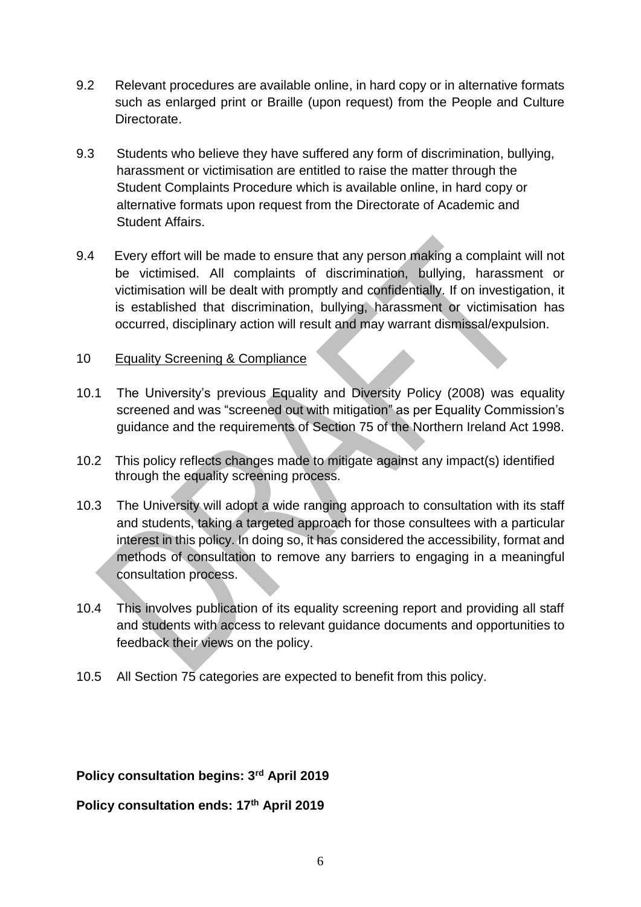9.2 Relevant procedures are available online, in hard copy or in alternative formats such as enlarged print or Braille (upon request) from the People and Culture Directorate.

9.3 Students who believe they have suffered any form of discrimination, bullying, harassment or victimisation are entitled to raise the matter through the Student Complaints Procedure which is available online, in hard copy or alternative formats upon request from the Directorate of Academic and Student Affairs.

9.4 Every effort will be made to ensure that any person making a complaint will not be victimised. All complaints of discrimination, bullying, harassment or victimisation will be dealt with promptly and confidentially. If on investigation, it is established that discrimination, bullying, harassment or victimisation has occurred, disciplinary action will result and may warrant dismissal/expulsion.

## 10 Equality Screening & Compliance

10.1 The University's previous Equality and Diversity Policy (2008) was equality screened and was "screened out with mitigation" as per Equality Commission's guidance and the requirements of Section 75 of the Northern Ireland Act 1998.

10.2 This policy reflects changes made to mitigate against any impact(s) identified through the equality screening process.

10.3 The University will adopt a wide ranging approach to consultation with its staff and students, taking a targeted approach for those consultees with a particular interest in this policy. In doing so, it has considered the accessibility, format and methods of consultation to remove any barriers to engaging in a meaningful consultation process.

10.4 This involves publication of its equality screening report and providing all staff and students with access to relevant guidance documents and opportunities to feedback their views on the policy.

10.5 All Section 75 categories are expected to benefit from this policy.

**Policy consultation begins: 3rd April 2019**

**Policy consultation ends: 17th April 2019**